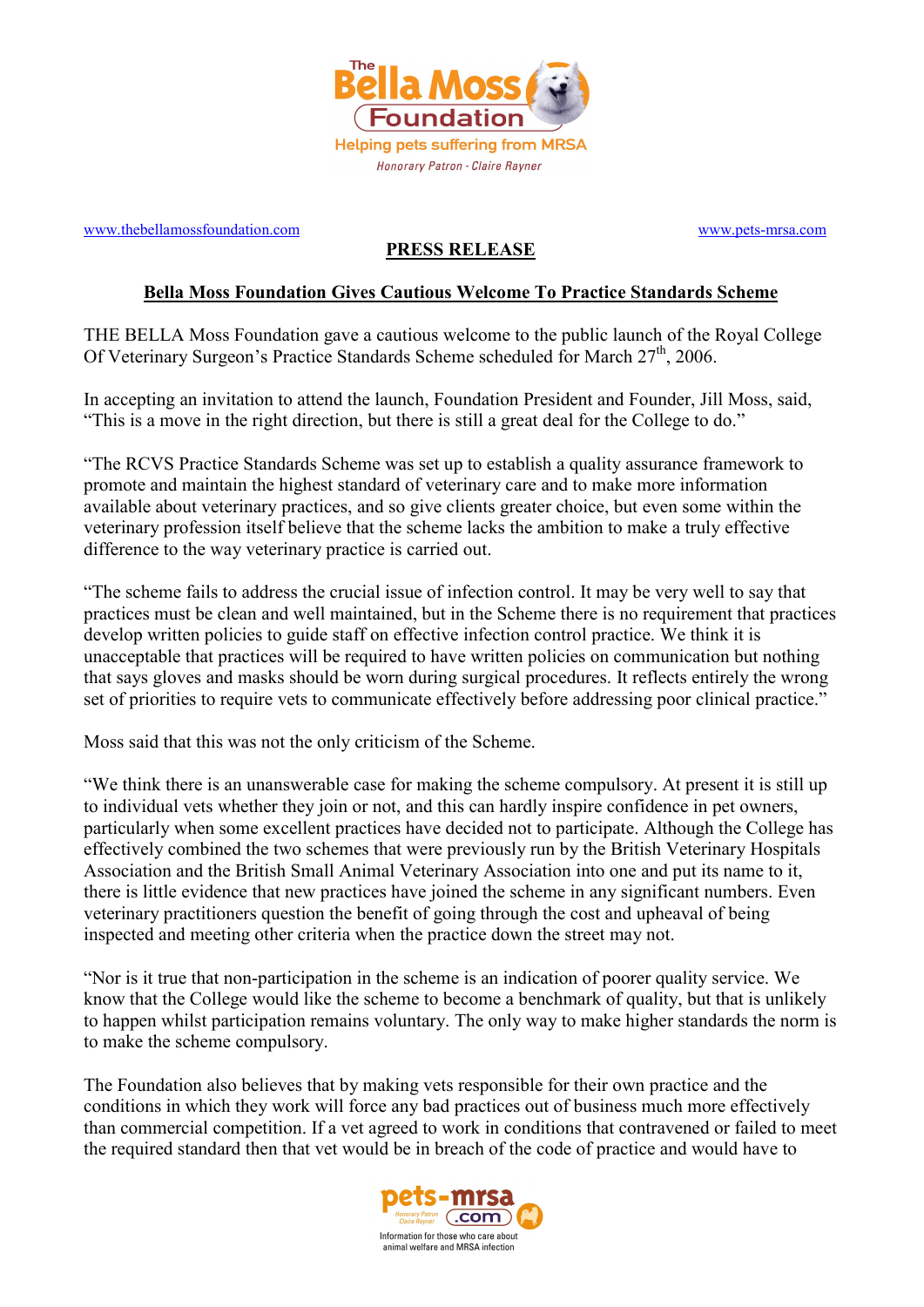The Bella Moss Foundation

Helping pets suffering from MRSA

Honorary Patron - Claire Rayner

www.thebellamossfoundation.com www.pets-mrsa.com

**PRESS RELEASE**

**Bella Moss Foundation Gives Cautious Welcome To Practice Standards Scheme**

THE BELLA Moss Foundation gave a cautious welcome to the public launch of the Royal College Of Veterinary Surgeon's Practice Standards Scheme scheduled for March 27th, 2006.

In accepting an invitation to attend the launch, Foundation President and Founder, Jill Moss, said, "This is a move in the right direction, but there is still a great deal for the College to do."

"The RCVS Practice Standards Scheme was set up to establish a quality assurance framework to promote and maintain the highest standard of veterinary care and to make more information available about veterinary practices, and so give clients greater choice, but even some within the veterinary profession itself believe that the scheme lacks the ambition to make a truly effective difference to the way veterinary practice is carried out.

"The scheme fails to address the crucial issue of infection control. It may be very well to say that practices must be clean and well maintained, but in the Scheme there is no requirement that practices develop written policies to guide staff on effective infection control practice. We think it is unacceptable that practices will be required to have written policies on communication but nothing that says gloves and masks should be worn during surgical procedures. It reflects entirely the wrong set of priorities to require vets to communicate effectively before addressing poor clinical practice."

Moss said that this was not the only criticism of the Scheme.

"We think there is an unanswerable case for making the scheme compulsory. At present it is still up to individual vets whether they join or not, and this can hardly inspire confidence in pet owners, particularly when some excellent practices have decided not to participate. Although the College has effectively combined the two schemes that were previously run by the British Veterinary Hospitals Association and the British Small Animal Veterinary Association into one and put its name to it, there is little evidence that new practices have joined the scheme in any significant numbers. Even veterinary practitioners question the benefit of going through the cost and upheaval of being inspected and meeting other criteria when the practice down the street may not.

"Nor is it true that non-participation in the scheme is an indication of poorer quality service. We know that the College would like the scheme to become a benchmark of quality, but that is unlikely to happen whilst participation remains voluntary. The only way to make higher standards the norm is to make the scheme compulsory.

The Foundation also believes that by making vets responsible for their own practice and the conditions in which they work will force any bad practices out of business much more effectively than commercial competition. If a vet agreed to work in conditions that contravened or failed to meet the required standard then that vet would be in breach of the code of practice and would have to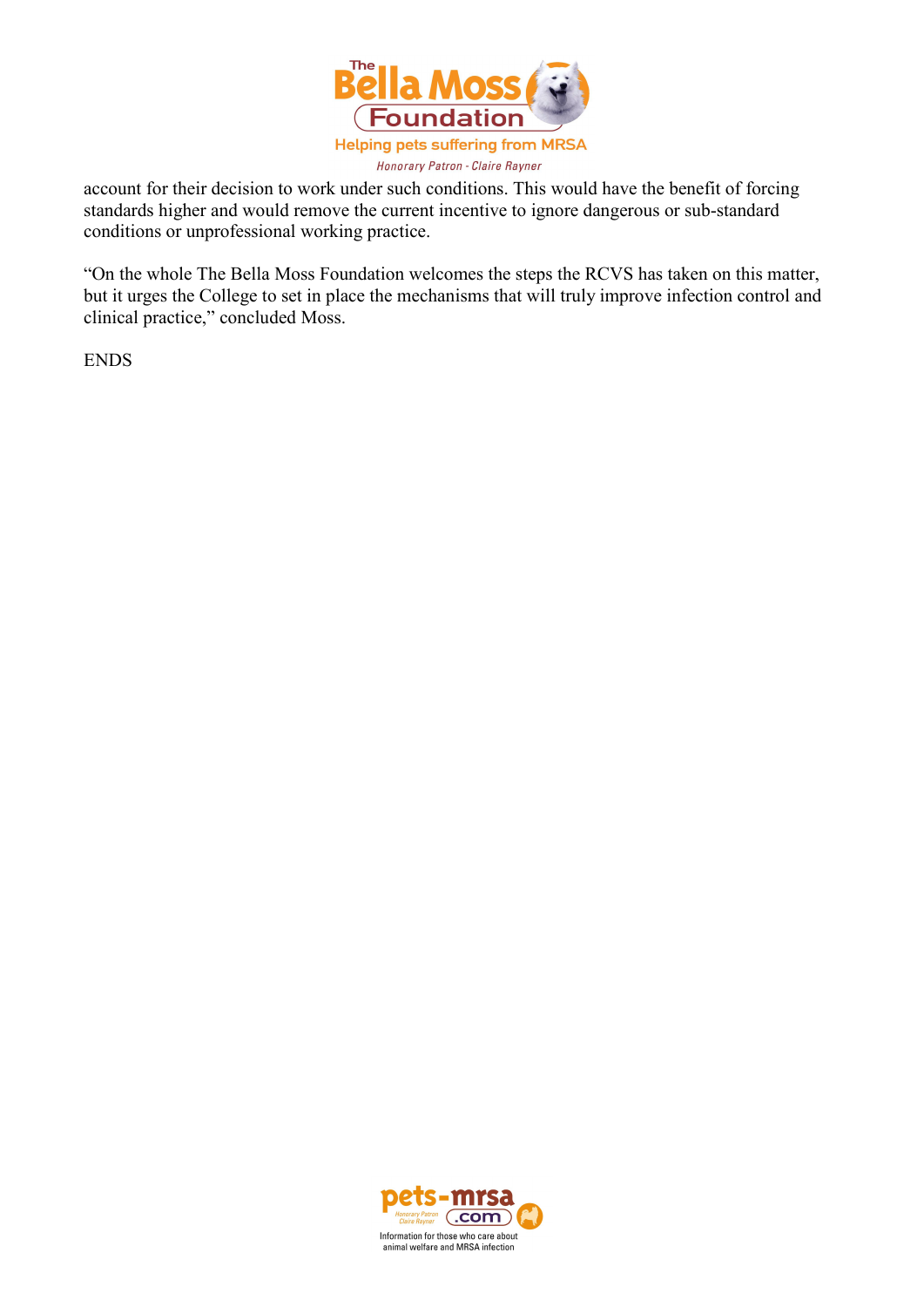account for their decision to work under such conditions. This would have the benefit of forcing standards higher and would remove the current incentive to ignore dangerous or sub-standard conditions or unprofessional working practice.

"On the whole The Bella Moss Foundation welcomes the steps the RCVS has taken on this matter, but it urges the College to set in place the mechanisms that will truly improve infection control and clinical practice," concluded Moss.

ENDS